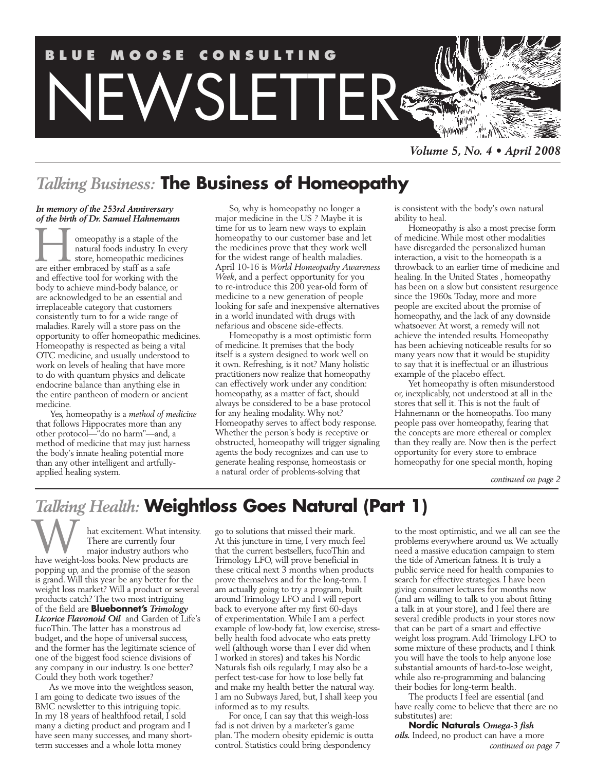# BLUE MOOSE CONSULTING NEWSLETTER

*Volume 5, No. 4 • April 2008*

## *Talking Business:* The Business of Homeopathy

***In memory of the 253rd Anniversary of the birth of Dr. Samuel Hahnemann***

Homeopathy is a staple of the natural foods industry. In every store, homeopathic medicines are either embraced by staff as a safe and effective tool for working with the body to achieve mind-body balance, or are acknowledged to be an essential and irreplaceable category that customers consistently turn to for a wide range of maladies. Rarely will a store pass on the opportunity to offer homeopathic medicines. Homeopathy is respected as being a vital OTC medicine, and usually understood to work on levels of healing that have more to do with quantum physics and delicate endocrine balance than anything else in the entire pantheon of modern or ancient medicine.

Yes, homeopathy is a *method of medicine* that follows Hippocrates more than any other protocol—"do no harm"—and, a method of medicine that may just harness the body's innate healing potential more than any other intelligent and artfully-applied healing system.

So, why is homeopathy no longer a major medicine in the US ? Maybe it is time for us to learn new ways to explain homeopathy to our customer base and let the medicines prove that they work well for the widest range of health maladies. April 10-16 is *World Homeopathy Awareness Week*, and a perfect opportunity for you to re-introduce this 200 year-old form of medicine to a new generation of people looking for safe and inexpensive alternatives in a world inundated with drugs with nefarious and obscene side-effects.

Homeopathy is a most optimistic form of medicine. It premises that the body itself is a system designed to work well on it own. Refreshing, is it not? Many holistic practitioners now realize that homeopathy can effectively work under any condition: homeopathy, as a matter of fact, should always be considered to be a base protocol for any healing modality. Why not? Homeopathy serves to affect body response. Whether the person's body is receptive or obstructed, homeopathy will trigger signaling agents the body recognizes and can use to generate healing response, homeostasis or a natural order of problems-solving that is consistent with the body's own natural ability to heal.

Homeopathy is also a most precise form of medicine. While most other modalities have disregarded the personalized human interaction, a visit to the homeopath is a throwback to an earlier time of medicine and healing. In the United States , homeopathy has been on a slow but consistent resurgence since the 1960s. Today, more and more people are excited about the promise of homeopathy, and the lack of any downside whatsoever. At worst, a remedy will not achieve the intended results. Homeopathy has been achieving noticeable results for so many years now that it would be stupidity to say that it is ineffectual or an illustrious example of the placebo effect.

Yet homeopathy is often misunderstood or, inexplicably, not understood at all in the stores that sell it. This is not the fault of Hahnemann or the homeopaths. Too many people pass over homeopathy, fearing that the concepts are more ethereal or complex than they really are. Now then is the perfect opportunity for every store to embrace homeopathy for one special month, hoping

*continued on page 2*

## *Talking Health:* Weightloss Goes Natural (Part 1)

What excitement. What intensity. There are currently four major industry authors who have weight-loss books. New products are popping up, and the promise of the season is grand. Will this year be any better for the weight loss market? Will a product or several products catch? The two most intriguing of the field are **Bluebonnet's *Trimology Licorice Flavonoid Oil*** and Garden of Life's fucoThin. The latter has a monstrous ad budget, and the hope of universal success, and the former has the legitimate science of one of the biggest food science divisions of any company in our industry. Is one better? Could they both work together?

As we move into the weightloss season, I am going to dedicate two issues of the BMC newsletter to this intriguing topic. In my 18 years of healthfood retail, I sold many a dieting product and program and I have seen many successes, and many short-term successes and a whole lotta money go to solutions that missed their mark. At this juncture in time, I very much feel that the current bestsellers, fucoThin and Trimology LFO, will prove beneficial in these critical next 3 months when products prove themselves and for the long-term. I am actually going to try a program, built around Trimology LFO and I will report back to everyone after my first 60-days of experimentation. While I am a perfect example of low-body fat, low exercise, stress-belly health food advocate who eats pretty well (although worse than I ever did when I worked in stores) and takes his Nordic Naturals fish oils regularly, I may also be a perfect test-case for how to lose belly fat and make my health better the natural way. I am no Subways Jared, but, I shall keep you informed as to my results.

For once, I can say that this weigh-loss fad is not driven by a marketer's game plan. The modern obesity epidemic is outta control. Statistics could bring despondency to the most optimistic, and we all can see the problems everywhere around us. We actually need a massive education campaign to stem the tide of American fatness. It is truly a public service need for health companies to search for effective strategies. I have been giving consumer lectures for months now (and am willing to talk to you about fitting a talk in at your store), and I feel there are several credible products in your stores now that can be part of a smart and effective weight loss program. Add Trimology LFO to some mixture of these products, and I think you will have the tools to help anyone lose substantial amounts of hard-to-lose weight, while also re-programming and balancing their bodies for long-term health.

The products I feel are essential (and have really come to believe that there are no substitutes) are:

**Nordic Naturals *Omega-3 fish oils.*** Indeed, no product can have a more

*continued on page 7*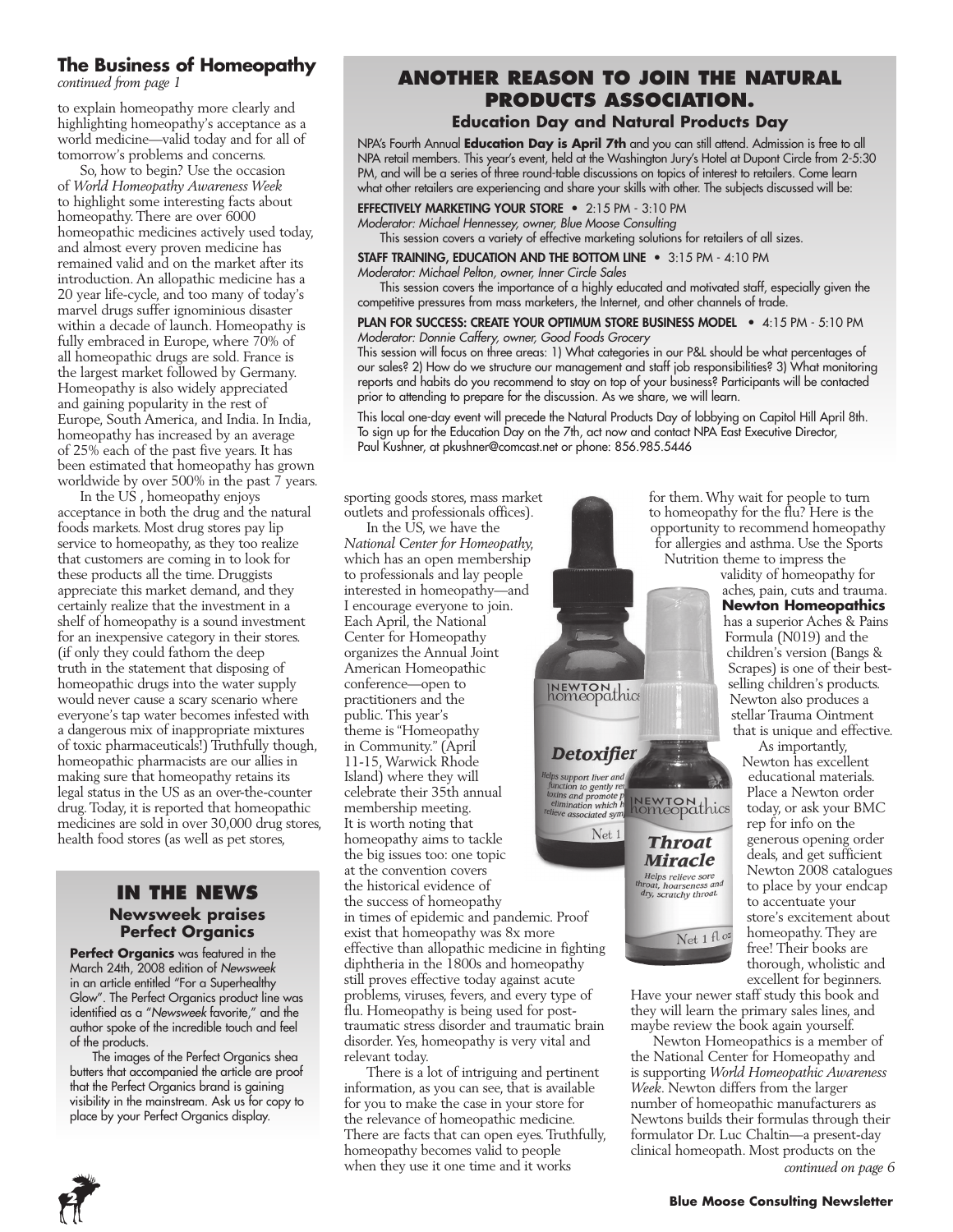## The Business of Homeopathy

*continued from page 1*

to explain homeopathy more clearly and highlighting homeopathy's acceptance as a world medicine—valid today and for all of tomorrow's problems and concerns.

So, how to begin? Use the occasion of *World Homeopathy Awareness Week* to highlight some interesting facts about homeopathy. There are over 6000 homeopathic medicines actively used today, and almost every proven medicine has remained valid and on the market after its introduction. An allopathic medicine has a 20 year life-cycle, and too many of today's marvel drugs suffer ignominious disaster within a decade of launch. Homeopathy is fully embraced in Europe, where 70% of all homeopathic drugs are sold. France is the largest market followed by Germany. Homeopathy is also widely appreciated and gaining popularity in the rest of Europe, South America, and India. In India, homeopathy has increased by an average of 25% each of the past five years. It has been estimated that homeopathy has grown worldwide by over 500% in the past 7 years.

In the US , homeopathy enjoys acceptance in both the drug and the natural foods markets. Most drug stores pay lip service to homeopathy, as they too realize that customers are coming in to look for these products all the time. Druggists appreciate this market demand, and they certainly realize that the investment in a shelf of homeopathy is a sound investment for an inexpensive category in their stores. (if only they could fathom the deep truth in the statement that disposing of homeopathic drugs into the water supply would never cause a scary scenario where everyone's tap water becomes infested with a dangerous mix of inappropriate mixtures of toxic pharmaceuticals!) Truthfully though, homeopathic pharmacists are our allies in making sure that homeopathy retains its legal status in the US as an over-the-counter drug. Today, it is reported that homeopathic medicines are sold in over 30,000 drug stores, health food stores (as well as pet stores, sporting goods stores, mass market outlets and professionals offices).

In the US, we have the *National Center for Homeopathy*, which has an open membership to professionals and lay people interested in homeopathy—and I encourage everyone to join. Each April, the National Center for Homeopathy organizes the Annual Joint American Homeopathic conference—open to practitioners and the public. This year's theme is "Homeopathy in Community." (April 11-15, Warwick Rhode Island) where they will celebrate their 35th annual membership meeting. It is worth noting that homeopathy aims to tackle the big issues too: one topic at the convention covers the historical evidence of the success of homeopathy in times of epidemic and pandemic. Proof exist that homeopathy was 8x more effective than allopathic medicine in fighting diphtheria in the 1800s and homeopathy still proves effective today against acute problems, viruses, fevers, and every type of flu. Homeopathy is being used for post-traumatic stress disorder and traumatic brain disorder. Yes, homeopathy is very vital and relevant today.

There is a lot of intriguing and pertinent information, as you can see, that is available for you to make the case in your store for the relevance of homeopathic medicine. There are facts that can open eyes. Truthfully, homeopathy becomes valid to people when they use it one time and it works for them. Why wait for people to turn to homeopathy for the flu? Here is the opportunity to recommend homeopathy for allergies and asthma. Use the Sports Nutrition theme to impress the validity of homeopathy for aches, pain, cuts and trauma. **Newton Homeopathics** has a superior Aches & Pains Formula (N019) and the children's version (Bangs & Scrapes) is one of their best-selling children's products. Newton also produces a stellar Trauma Ointment that is unique and effective.

As importantly, Newton has excellent educational materials. Place a Newton order today, or ask your BMC rep for info on the generous opening order deals, and get sufficient Newton 2008 catalogues to place by your endcap to accentuate your store's excitement about homeopathy. They are free! Their books are thorough, wholistic and excellent for beginners. Have your newer staff study this book and they will learn the primary sales lines, and maybe review the book again yourself.

Newton Homeopathics is a member of the National Center for Homeopathy and is supporting *World Homeopathic Awareness Week*. Newton differs from the larger number of homeopathic manufacturers as Newtons builds their formulas through their formulator Dr. Luc Chaltin—a present-day clinical homeopath. Most products on the

*continued on page 6*

## ANOTHER REASON TO JOIN THE NATURAL PRODUCTS ASSOCIATION.

### Education Day and Natural Products Day

NPA's Fourth Annual **Education Day is April 7th** and you can still attend. Admission is free to all NPA retail members. This year's event, held at the Washington Jury's Hotel at Dupont Circle from 2-5:30 PM, and will be a series of three round-table discussions on topics of interest to retailers. Come learn what other retailers are experiencing and share your skills with other. The subjects discussed will be:

**EFFECTIVELY MARKETING YOUR STORE** • 2:15 PM - 3:10 PM
*Moderator: Michael Hennessey, owner, Blue Moose Consulting*
This session covers a variety of effective marketing solutions for retailers of all sizes.

**STAFF TRAINING, EDUCATION AND THE BOTTOM LINE** • 3:15 PM - 4:10 PM
*Moderator: Michael Pelton, owner, Inner Circle Sales*
This session covers the importance of a highly educated and motivated staff, especially given the competitive pressures from mass marketers, the Internet, and other channels of trade.

**PLAN FOR SUCCESS: CREATE YOUR OPTIMUM STORE BUSINESS MODEL** • 4:15 PM - 5:10 PM
*Moderator: Donnie Caffery, owner, Good Foods Grocery*
This session will focus on three areas: 1) What categories in our P&L should be what percentages of our sales? 2) How do we structure our management and staff job responsibilities? 3) What monitoring reports and habits do you recommend to stay on top of your business? Participants will be contacted prior to attending to prepare for the discussion. As we share, we will learn.

This local one-day event will precede the Natural Products Day of lobbying on Capitol Hill April 8th. To sign up for the Education Day on the 7th, act now and contact NPA East Executive Director, Paul Kushner, at pkushner@comcast.net or phone: 856.985.5446

## IN THE NEWS

### Newsweek praises Perfect Organics

**Perfect Organics** was featured in the March 24th, 2008 edition of *Newsweek* in an article entitled "For a Superhealthy Glow". The Perfect Organics product line was identified as a "*Newsweek* favorite," and the author spoke of the incredible touch and feel of the products.

The images of the Perfect Organics shea butters that accompanied the article are proof that the Perfect Organics brand is gaining visibility in the mainstream. Ask us for copy to place by your Perfect Organics display.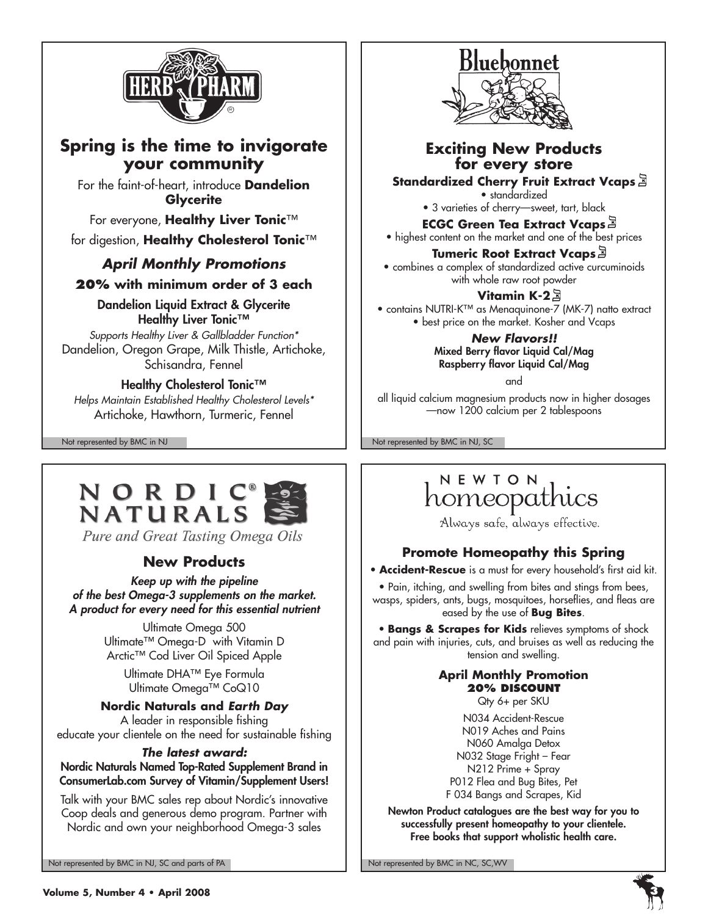## HERB PHARM

### Spring is the time to invigorate your community

For the faint-of-heart, introduce **Dandelion Glycerite**

For everyone, **Healthy Liver Tonic**™

for digestion, **Healthy Cholesterol Tonic**™

### *April Monthly Promotions*

**20% with minimum order of 3 each**

**Dandelion Liquid Extract & Glycerite**

**Healthy Liver Tonic™**

*Supports Healthy Liver & Gallbladder Function**

Dandelion, Oregon Grape, Milk Thistle, Artichoke, Schisandra, Fennel

**Healthy Cholesterol Tonic™**

*Helps Maintain Established Healthy Cholesterol Levels**

Artichoke, Hawthorn, Turmeric, Fennel

Not represented by BMC in NJ

## Bluebonnet

### Exciting New Products for every store

**Standardized Cherry Fruit Extract Vcaps**

- standardized
- 3 varieties of cherry—sweet, tart, black

**ECGC Green Tea Extract Vcaps**

- highest content on the market and one of the best prices

**Tumeric Root Extract Vcaps**

- combines a complex of standardized active curcuminoids with whole raw root powder

**Vitamin K-2**

- contains NUTRI-K™ as Menaquinone-7 (MK-7) natto extract
- best price on the market. Kosher and Vcaps

***New Flavors!!***

**Mixed Berry flavor Liquid Cal/Mag**

**Raspberry flavor Liquid Cal/Mag**

and

all liquid calcium magnesium products now in higher dosages —now 1200 calcium per 2 tablespoons

Not represented by BMC in NJ, SC

## NORDIC NATURALS®

*Pure and Great Tasting Omega Oils*

### New Products

***Keep up with the pipeline of the best Omega-3 supplements on the market. A product for every need for this essential nutrient***

Ultimate Omega 500

Ultimate™ Omega-D with Vitamin D

Arctic™ Cod Liver Oil Spiced Apple

Ultimate DHA™ Eye Formula

Ultimate Omega™ CoQ10

**Nordic Naturals and *Earth Day***

A leader in responsible fishing

educate your clientele on the need for sustainable fishing

***The latest award:***

**Nordic Naturals Named Top-Rated Supplement Brand in ConsumerLab.com Survey of Vitamin/Supplement Users!**

Talk with your BMC sales rep about Nordic's innovative Coop deals and generous demo program. Partner with Nordic and own your neighborhood Omega-3 sales

Not represented by BMC in NJ, SC and parts of PA

## NEWTON homeopathics

*Always safe, always effective.*

### Promote Homeopathy this Spring

- **Accident-Rescue** is a must for every household's first aid kit.
- Pain, itching, and swelling from bites and stings from bees, wasps, spiders, ants, bugs, mosquitoes, horseflies, and fleas are eased by the use of **Bug Bites**.
- **Bangs & Scrapes for Kids** relieves symptoms of shock and pain with injuries, cuts, and bruises as well as reducing the tension and swelling.

**April Monthly Promotion**

**20% DISCOUNT**

Qty 6+ per SKU

N034 Accident-Rescue

N019 Aches and Pains

N060 Amalga Detox

N032 Stage Fright – Fear

N212 Prime + Spray

P012 Flea and Bug Bites, Pet

F 034 Bangs and Scrapes, Kid

**Newton Product catalogues are the best way for you to successfully present homeopathy to your clientele. Free books that support wholistic health care.**

Not represented by BMC in NC, SC,WV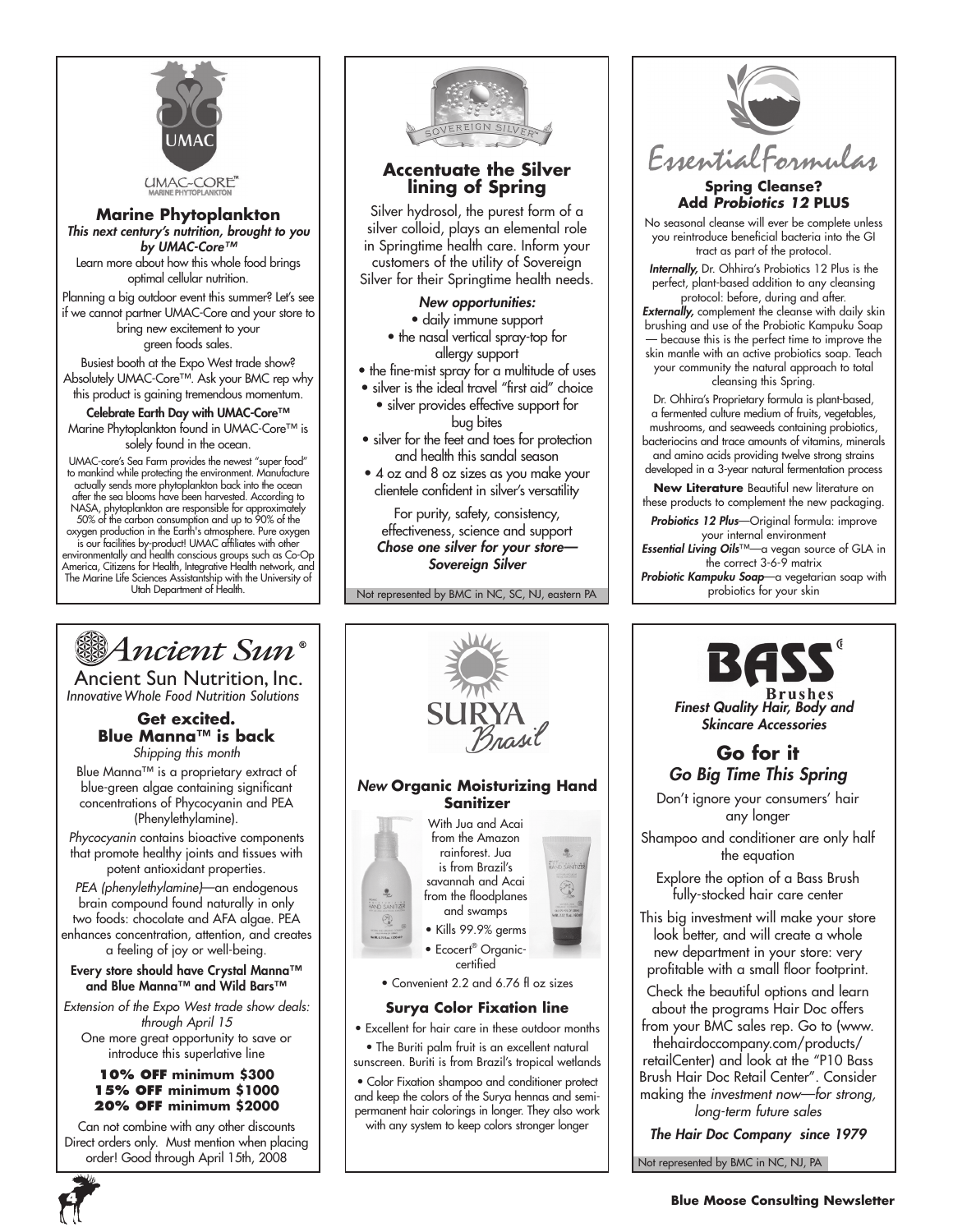UMAC

UMAC-CORE™
MARINE PHYTOPLANKTON

## Marine Phytoplankton

***This next century's nutrition, brought to you by UMAC-Core™***

Learn more about how this whole food brings optimal cellular nutrition.

Planning a big outdoor event this summer? Let's see if we cannot partner UMAC-Core and your store to bring new excitement to your green foods sales.

Busiest booth at the Expo West trade show? Absolutely UMAC-Core™. Ask your BMC rep why this product is gaining tremendous momentum.

**Celebrate Earth Day with UMAC-Core™**

Marine Phytoplankton found in UMAC-Core™ is solely found in the ocean.

UMAC-core's Sea Farm provides the newest "super food" to mankind while protecting the environment. Manufacture actually sends more phytoplankton back into the ocean after the sea blooms have been harvested. According to NASA, phytoplankton are responsible for approximately 50% of the carbon consumption and up to 90% of the oxygen production in the Earth's atmosphere. Pure oxygen is our facilities by-product! UMAC affiliates with other environmentally and health conscious groups such as Co-Op America, Citizens for Health, Integrative Health network, and The Marine Life Sciences Assistantship with the University of Utah Department of Health.

---

SOVEREIGN SILVER

## Accentuate the Silver lining of Spring

Silver hydrosol, the purest form of a silver colloid, plays an elemental role in Springtime health care. Inform your customers of the utility of Sovereign Silver for their Springtime health needs.

***New opportunities:***

- daily immune support
- the nasal vertical spray-top for allergy support
- the fine-mist spray for a multitude of uses
- silver is the ideal travel "first aid" choice
- silver provides effective support for bug bites
- silver for the feet and toes for protection and health this sandal season
- 4 oz and 8 oz sizes as you make your clientele confident in silver's versatility

For purity, safety, consistency, effectiveness, science and support
***Chose one silver for your store— Sovereign Silver***

Not represented by BMC in NC, SC, NJ, eastern PA

---

Essential Formulas

## Spring Cleanse? Add *Probiotics 12* PLUS

No seasonal cleanse will ever be complete unless you reintroduce beneficial bacteria into the GI tract as part of the protocol.

***Internally,*** Dr. Ohhira's Probiotics 12 Plus is the perfect, plant-based addition to any cleansing protocol: before, during and after. ***Externally,*** complement the cleanse with daily skin brushing and use of the Probiotic Kampuku Soap — because this is the perfect time to improve the skin mantle with an active probiotics soap. Teach your community the natural approach to total cleansing this Spring.

Dr. Ohhira's Proprietary formula is plant-based, a fermented culture medium of fruits, vegetables, mushrooms, and seaweeds containing probiotics, bacteriocins and trace amounts of vitamins, minerals and amino acids providing twelve strong strains developed in a 3-year natural fermentation process

**New Literature** Beautiful new literature on these products to complement the new packaging.

***Probiotics 12 Plus***—Original formula: improve your internal environment
***Essential Living Oils***™—a vegan source of GLA in the correct 3-6-9 matrix
***Probiotic Kampuku Soap***—a vegetarian soap with probiotics for your skin

---

*Ancient Sun*®

Ancient Sun Nutrition, Inc.
*Innovative Whole Food Nutrition Solutions*

## Get excited. Blue Manna™ is back

*Shipping this month*

Blue Manna™ is a proprietary extract of blue-green algae containing significant concentrations of Phycocyanin and PEA (Phenylethylamine).

*Phycocyanin* contains bioactive components that promote healthy joints and tissues with potent antioxidant properties.

*PEA (phenylethylamine)*—an endogenous brain compound found naturally in only two foods: chocolate and AFA algae. PEA enhances concentration, attention, and creates a feeling of joy or well-being.

**Every store should have Crystal Manna™ and Blue Manna™ and Wild Bars™**

*Extension of the Expo West trade show deals: through April 15*

One more great opportunity to save or introduce this superlative line

**10% OFF minimum $300**
**15% OFF minimum $1000**
**20% OFF minimum $2000**

Can not combine with any other discounts Direct orders only. Must mention when placing order! Good through April 15th, 2008

---

SURYA *Brasil*

## *New* Organic Moisturizing Hand Sanitizer

With Jua and Acai from the Amazon rainforest. Jua is from Brazil's savannah and Acai from the floodplanes and swamps

- Kills 99.9% germs
- Ecocert® Organic-certified
- Convenient 2.2 and 6.76 fl oz sizes

### Surya Color Fixation line

- Excellent for hair care in these outdoor months
- The Buriti palm fruit is an excellent natural sunscreen. Buriti is from Brazil's tropical wetlands
- Color Fixation shampoo and conditioner protect and keep the colors of the Surya hennas and semi-permanent hair colorings in longer. They also work with any system to keep colors stronger longer

---

BASS Brushes

***Finest Quality Hair, Body and Skincare Accessories***

## Go for it
*Go Big Time This Spring*

Don't ignore your consumers' hair any longer

Shampoo and conditioner are only half the equation

Explore the option of a Bass Brush fully-stocked hair care center

This big investment will make your store look better, and will create a whole new department in your store: very profitable with a small floor footprint.

Check the beautiful options and learn about the programs Hair Doc offers from your BMC sales rep. Go to (www.thehairdoccompany.com/products/retailCenter) and look at the "P10 Bass Brush Hair Doc Retail Center". Consider making the *investment now—for strong, long-term future sales*

***The Hair Doc Company since 1979***

Not represented by BMC in NC, NJ, PA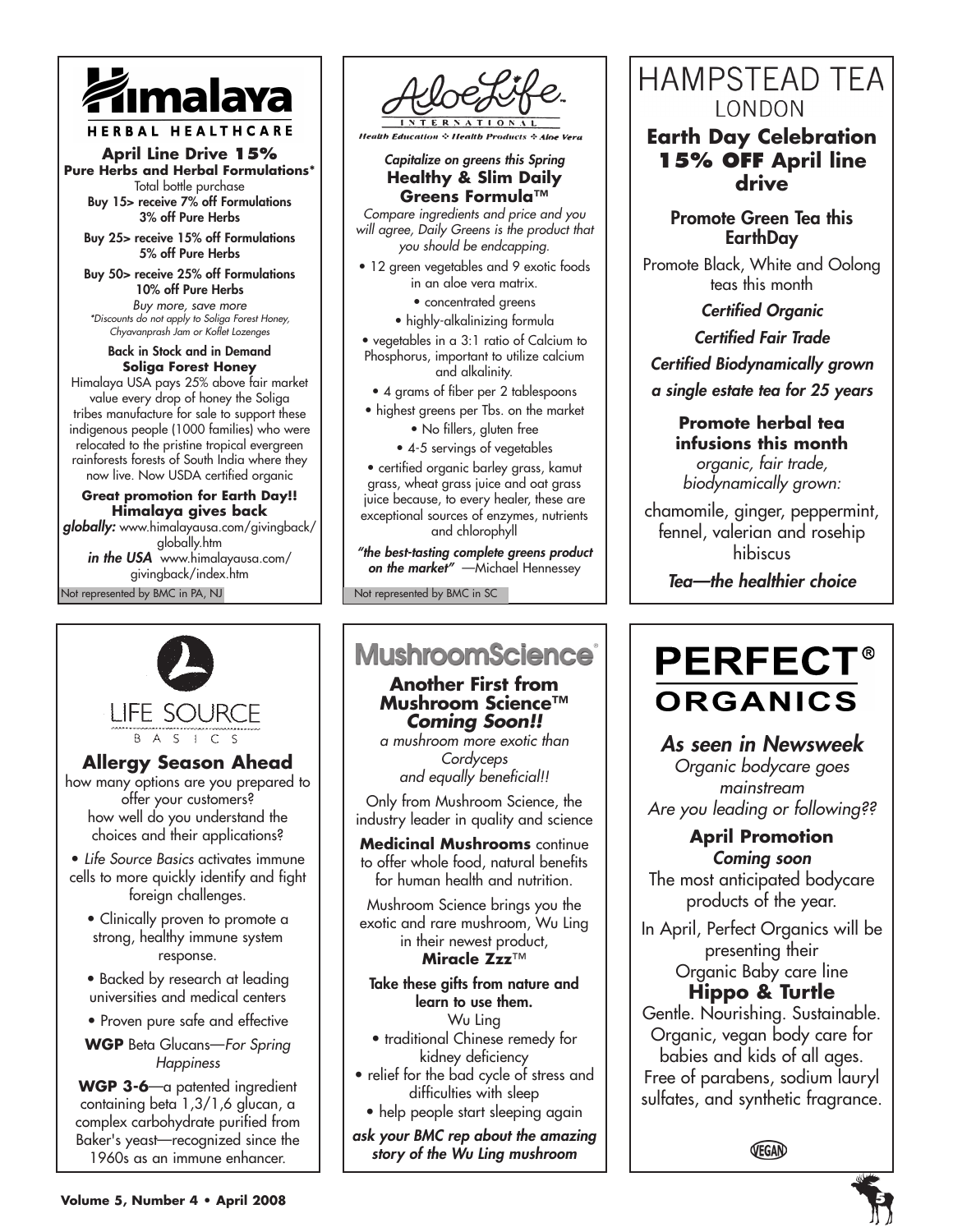## Himalaya HERBAL HEALTHCARE

**April Line Drive 15%**
**Pure Herbs and Herbal Formulations***
Total bottle purchase

Buy 15> receive 7% off Formulations
3% off Pure Herbs

Buy 25> receive 15% off Formulations
5% off Pure Herbs

Buy 50> receive 25% off Formulations
10% off Pure Herbs

*Buy more, save more*
*\*Discounts do not apply to Soliga Forest Honey, Chyavanprash Jam or Koflet Lozenges*

**Back in Stock and in Demand**
**Soliga Forest Honey**

Himalaya USA pays 25% above fair market value every drop of honey the Soliga tribes manufacture for sale to support these indigenous people (1000 families) who were relocated to the pristine tropical evergreen rainforests forests of South India where they now live. Now USDA certified organic

**Great promotion for Earth Day!!**
**Himalaya gives back**
***globally:*** www.himalayausa.com/givingback/globally.htm
***in the USA*** www.himalayausa.com/givingback/index.htm

Not represented by BMC in PA, NJ

## AloeLife INTERNATIONAL

Health Education ❖ Health Products ❖ Aloe Vera

*Capitalize on greens this Spring*
**Healthy & Slim Daily Greens Formula™**

*Compare ingredients and price and you will agree, Daily Greens is the product that you should be endcapping.*

- 12 green vegetables and 9 exotic foods in an aloe vera matrix.
- concentrated greens
- highly-alkalinizing formula
- vegetables in a 3:1 ratio of Calcium to Phosphorus, important to utilize calcium and alkalinity.
- 4 grams of fiber per 2 tablespoons
- highest greens per Tbs. on the market
- No fillers, gluten free
- 4-5 servings of vegetables
- certified organic barley grass, kamut grass, wheat grass juice and oat grass juice because, to every healer, these are exceptional sources of enzymes, nutrients and chlorophyll

***"the best-tasting complete greens product on the market"*** —Michael Hennessey

Not represented by BMC in SC

## HAMPSTEAD TEA LONDON

**Earth Day Celebration**
**15% OFF April line drive**

**Promote Green Tea this EarthDay**

Promote Black, White and Oolong teas this month

***Certified Organic***

***Certified Fair Trade***

***Certified Biodynamically grown***

***a single estate tea for 25 years***

**Promote herbal tea infusions this month**
*organic, fair trade, biodynamically grown:*

chamomile, ginger, peppermint, fennel, valerian and rosehip hibiscus

***Tea—the healthier choice***

## LIFE SOURCE BASICS

**Allergy Season Ahead**

how many options are you prepared to offer your customers?
how well do you understand the choices and their applications?

- *Life Source Basics* activates immune cells to more quickly identify and fight foreign challenges.
- Clinically proven to promote a strong, healthy immune system response.
- Backed by research at leading universities and medical centers
- Proven pure safe and effective

**WGP** Beta Glucans—*For Spring Happiness*

**WGP 3-6**—a patented ingredient containing beta 1,3/1,6 glucan, a complex carbohydrate purified from Baker's yeast—recognized since the 1960s as an immune enhancer.

## MushroomScience®

**Another First from Mushroom Science™**
***Coming Soon!!***

*a mushroom more exotic than Cordyceps and equally beneficial!!*

Only from Mushroom Science, the industry leader in quality and science

**Medicinal Mushrooms** continue to offer whole food, natural benefits for human health and nutrition.

Mushroom Science brings you the exotic and rare mushroom, Wu Ling in their newest product,
**Miracle Zzz**™

**Take these gifts from nature and learn to use them.**
Wu Ling

- traditional Chinese remedy for kidney deficiency
- relief for the bad cycle of stress and difficulties with sleep
- help people start sleeping again

***ask your BMC rep about the amazing story of the Wu Ling mushroom***

## PERFECT® ORGANICS

***As seen in Newsweek***
*Organic bodycare goes mainstream*
*Are you leading or following??*

**April Promotion**
***Coming soon***

The most anticipated bodycare products of the year.

In April, Perfect Organics will be presenting their Organic Baby care line
**Hippo & Turtle**

Gentle. Nourishing. Sustainable. Organic, vegan body care for babies and kids of all ages. Free of parabens, sodium lauryl sulfates, and synthetic fragrance.

VEGAN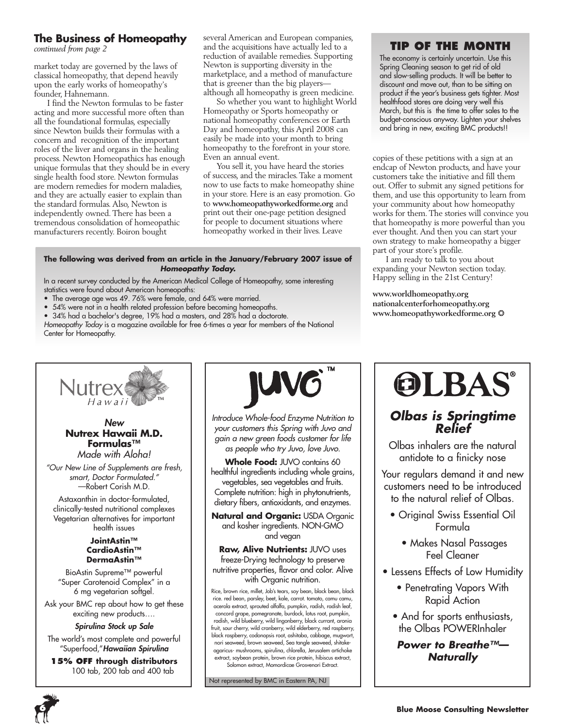## The Business of Homeopathy

*continued from page 2*

market today are governed by the laws of classical homeopathy, that depend heavily upon the early works of homeopathy's founder, Hahnemann.

I find the Newton formulas to be faster acting and more successful more often than all the foundational formulas, especially since Newton builds their formulas with a concern and recognition of the important roles of the liver and organs in the healing process. Newton Homeopathics has enough unique formulas that they should be in every single health food store. Newton formulas are modern remedies for modern maladies, and they are actually easier to explain than the standard formulas. Also, Newton is independently owned. There has been a tremendous consolidation of homeopathic manufacturers recently. Boiron bought several American and European companies, and the acquisitions have actually led to a reduction of available remedies. Supporting Newton is supporting diversity in the marketplace, and a method of manufacture that is greener than the big players—although all homeopathy is green medicine.

So whether you want to highlight World Homeopathy or Sports homeopathy or national homeopathy conferences or Earth Day and homeopathy, this April 2008 can easily be made into your month to bring homeopathy to the forefront in your store. Even an annual event.

You sell it, you have heard the stories of success, and the miracles. Take a moment now to use facts to make homeopathy shine in your store. Here is an easy promotion. Go to **www.homeopathyworkedforme.org** and print out their one-page petition designed for people to document situations where homeopathy worked in their lives. Leave copies of these petitions with a sign at an endcap of Newton products, and have your customers take the initiative and fill them out. Offer to submit any signed petitions for them, and use this opportunity to learn from your community about how homeopathy works for them. The stories will convince you that homeopathy is more powerful than you ever thought. And then you can start your own strategy to make homeopathy a bigger part of your store's profile.

I am ready to talk to you about expanding your Newton section today. Happy selling in the 21st Century!

**www.worldhomeopathy.org**
**nationalcenterforhomeopathy.org**
**www.homeopathyworkedforme.org**

---

**The following was derived from an article in the January/February 2007 issue of *Homeopathy Today.***

In a recent survey conducted by the American Medical College of Homeopathy, some interesting statistics were found about American homeopaths:

- The average age was 49. 76% were female, and 64% were married.
- 54% were not in a health related profession before becoming homeopaths.
- 34% had a bachelor's degree, 19% had a masters, and 28% had a doctorate.

*Homeopathy Today* is a magazine available for free 6-times a year for members of the National Center for Homeopathy.

---

### TIP OF THE MONTH

The economy is certainly uncertain. Use this Spring Cleaning season to get rid of old and slow-selling products. It will be better to discount and move out, than to be sitting on product if the year's business gets tighter. Most healthfood stores are doing very well this March, but this is the time to offer sales to the budget-conscious anyway. Lighten your shelves and bring in new, exciting BMC products!!

---

**Nutrex Hawaii™**

*New*
**Nutrex Hawaii M.D. Formulas™**
*Made with Aloha!*

*"Our New Line of Supplements are fresh, smart, Doctor Formulated."*
—Robert Corish M.D.

Astaxanthin in doctor-formulated, clinically-tested nutritional complexes
Vegetarian alternatives for important health issues

**JointAstin™**
**CardioAstin™**
**DermaAstin™**

BioAstin Supreme™ powerful "Super Carotenoid Complex" in a 6 mg vegetarian softgel.

Ask your BMC rep about how to get these exciting new products….

***Spirulina Stock up Sale***

The world's most complete and powerful "Superfood," ***Hawaiian Spirulina***

**15% OFF through distributors**
100 tab, 200 tab and 400 tab

---

**JUVO™**

*Introduce Whole-food Enzyme Nutrition to your customers this Spring with Juvo and gain a new green foods customer for life as people who try Juvo, love Juvo.*

**Whole Food:** JUVO contains 60 healthful ingredients including whole grains, vegetables, sea vegetables and fruits. Complete nutrition: high in phytonutrients, dietary fibers, antioxidants, and enzymes.

**Natural and Organic:** USDA Organic and kosher ingredients. NON-GMO and vegan

**Raw, Alive Nutrients:** JUVO uses freeze-Drying technology to preserve nutritive properties, flavor and color. Alive with Organic nutrition.

Rice, brown rice, millet, Job's tears, soy bean, black bean, black rice. red bean, parsley, beet, kale, carrot. tomato, camu camu, acerola extract, sprouted alfalfa, pumpkin, radish, radish leaf, concord grape, pomegranate, burdock, lotus root, pumpkin, radish, wild blueberry, wild lingonberry, black currant, aronia fruit, sour cherry, wild cranberry, wild elderberry, red raspberry, black raspberry, codonopsis root, ashitaba, cabbage, mugwort, nori seaweed, brown seaweed, Sea tangle seaweed, shitake-agaricus- mushrooms, spirulina, chlorella, Jerusalem artichoke extract, soybean protein, brown rice protein, hibiscus extract, Solomon extract, Momordicae Grosvenori Extract.

Not represented by BMC in Eastern PA, NJ

---

**OLBAS®**

***Olbas is Springtime Relief***

Olbas inhalers are the natural antidote to a finicky nose

Your regulars demand it and new customers need to be introduced to the natural relief of Olbas.

- Original Swiss Essential Oil Formula
- Makes Nasal Passages Feel Cleaner
- Lessens Effects of Low Humidity
- Penetrating Vapors With Rapid Action
- And for sports enthusiasts, the Olbas POWERInhaler

***Power to Breathe™—Naturally***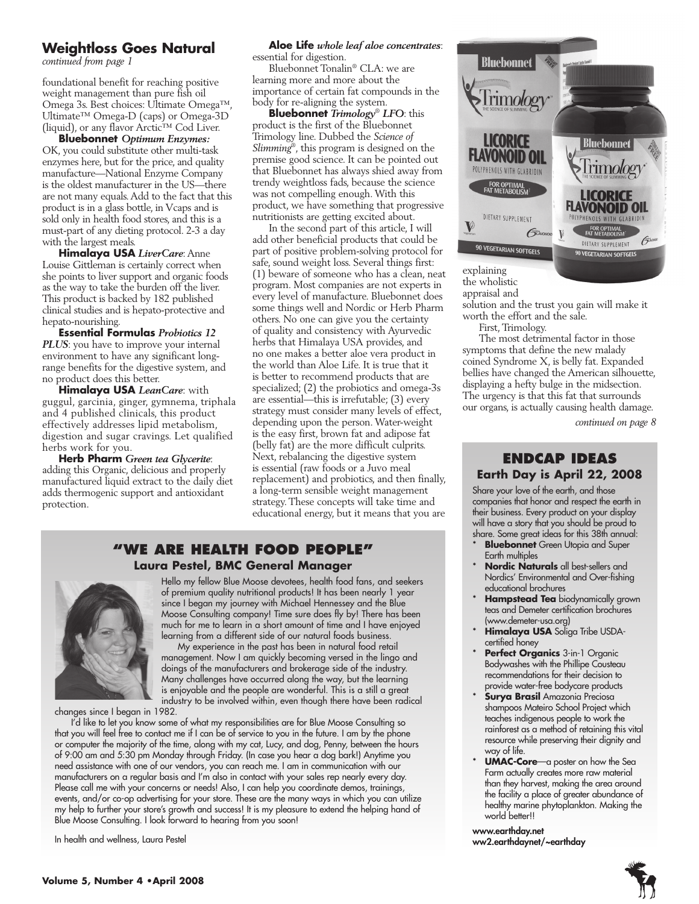## Weightloss Goes Natural

*continued from page 1*

foundational benefit for reaching positive weight management than pure fish oil Omega 3s. Best choices: Ultimate Omega™, Ultimate™ Omega-D (caps) or Omega-3D (liquid), or any flavor Arctic™ Cod Liver.

**Bluebonnet** ***Optimum Enzymes:*** OK, you could substitute other multi-task enzymes here, but for the price, and quality manufacture—National Enzyme Company is the oldest manufacturer in the US—there are not many equals. Add to the fact that this product is in a glass bottle, in Vcaps and is sold only in health food stores, and this is a must-part of any dieting protocol. 2-3 a day with the largest meals.

**Himalaya USA** ***LiverCare***: Anne Louise Gittleman is certainly correct when she points to liver support and organic foods as the way to take the burden off the liver. This product is backed by 182 published clinical studies and is hepato-protective and hepato-nourishing.

**Essential Formulas** ***Probiotics 12 PLUS***: you have to improve your internal environment to have any significant long-range benefits for the digestive system, and no product does this better.

**Himalaya USA** ***LeanCare***: with guggul, garcinia, ginger, gymnema, triphala and 4 published clinicals, this product effectively addresses lipid metabolism, digestion and sugar cravings. Let qualified herbs work for you.

**Herb Pharm** ***Green tea Glycerite***: adding this Organic, delicious and properly manufactured liquid extract to the daily diet adds thermogenic support and antioxidant protection.

**Aloe Life** ***whole leaf aloe concentrates***: essential for digestion.

Bluebonnet Tonalin® CLA: we are learning more and more about the importance of certain fat compounds in the body for re-aligning the system.

**Bluebonnet** ***Trimology® LFO***: this product is the first of the Bluebonnet Trimology line. Dubbed the *Science of Slimming®*, this program is designed on the premise good science. It can be pointed out that Bluebonnet has always shied away from trendy weightloss fads, because the science was not compelling enough. With this product, we have something that progressive nutritionists are getting excited about.

In the second part of this article, I will add other beneficial products that could be part of positive problem-solving protocol for safe, sound weight loss. Several things first: (1) beware of someone who has a clean, neat program. Most companies are not experts in every level of manufacture. Bluebonnet does some things well and Nordic or Herb Pharm others. No one can give you the certainty of quality and consistency with Ayurvedic herbs that Himalaya USA provides, and no one makes a better aloe vera product in the world than Aloe Life. It is true that it is better to recommend products that are specialized; (2) the probiotics and omega-3s are essential—this is irrefutable; (3) every strategy must consider many levels of effect, depending upon the person. Water-weight is the easy first, brown fat and adipose fat (belly fat) are the more difficult culprits. Next, rebalancing the digestive system is essential (raw foods or a Juvo meal replacement) and probiotics, and then finally, a long-term sensible weight management strategy. These concepts will take time and educational energy, but it means that you are explaining the wholistic appraisal and solution and the trust you gain will make it worth the effort and the sale.

First, Trimology.

The most detrimental factor in those symptoms that define the new malady coined Syndrome X, is belly fat. Expanded bellies have changed the American silhouette, displaying a hefty bulge in the midsection. The urgency is that this fat that surrounds our organs, is actually causing health damage.

*continued on page 8*

## "WE ARE HEALTH FOOD PEOPLE"

### Laura Pestel, BMC General Manager

Hello my fellow Blue Moose devotees, health food fans, and seekers of premium quality nutritional products! It has been nearly 1 year since I began my journey with Michael Hennessey and the Blue Moose Consulting company! Time sure does fly by! There has been much for me to learn in a short amount of time and I have enjoyed learning from a different side of our natural foods business.

My experience in the past has been in natural food retail management. Now I am quickly becoming versed in the lingo and doings of the manufacturers and brokerage side of the industry. Many challenges have occurred along the way, but the learning is enjoyable and the people are wonderful. This is a still a great industry to be involved within, even though there have been radical changes since I began in 1982.

I'd like to let you know some of what my responsibilities are for Blue Moose Consulting so that you will feel free to contact me if I can be of service to you in the future. I am by the phone or computer the majority of the time, along with my cat, Lucy, and dog, Penny, between the hours of 9:00 am and 5:30 pm Monday through Friday. (In case you hear a dog bark!) Anytime you need assistance with one of our vendors, you can reach me. I am in communication with our manufacturers on a regular basis and I'm also in contact with your sales rep nearly every day. Please call me with your concerns or needs! Also, I can help you coordinate demos, trainings, events, and/or co-op advertising for your store. These are the many ways in which you can utilize my help to further your store's growth and success! It is my pleasure to extend the helping hand of Blue Moose Consulting. I look forward to hearing from you soon!

In health and wellness, Laura Pestel

## ENDCAP IDEAS

### Earth Day is April 22, 2008

Share your love of the earth, and those companies that honor and respect the earth in their business. Every product on your display will have a story that you should be proud to share. Some great ideas for this 38th annual:

* **Bluebonnet** Green Utopia and Super Earth multiples
* **Nordic Naturals** all best-sellers and Nordics' Environmental and Over-fishing educational brochures
* **Hampstead Tea** biodynamically grown teas and Demeter certification brochures (www.demeter-usa.org)
* **Himalaya USA** Soliga Tribe USDA-certified honey
* **Perfect Organics** 3-in-1 Organic Bodywashes with the Phillipe Cousteau recommendations for their decision to provide water-free bodycare products
* **Surya Brasil** Amazonia Preciosa shampoos Mateiro School Project which teaches indigenous people to work the rainforest as a method of retaining this vital resource while preserving their dignity and way of life.
* **UMAC-Core**—a poster on how the Sea Farm actually creates more raw material than they harvest, making the area around the facility a place of greater abundance of healthy marine phytoplankton. Making the world better!!

**www.earthday.net**
**ww2.earthdaynet/~earthday**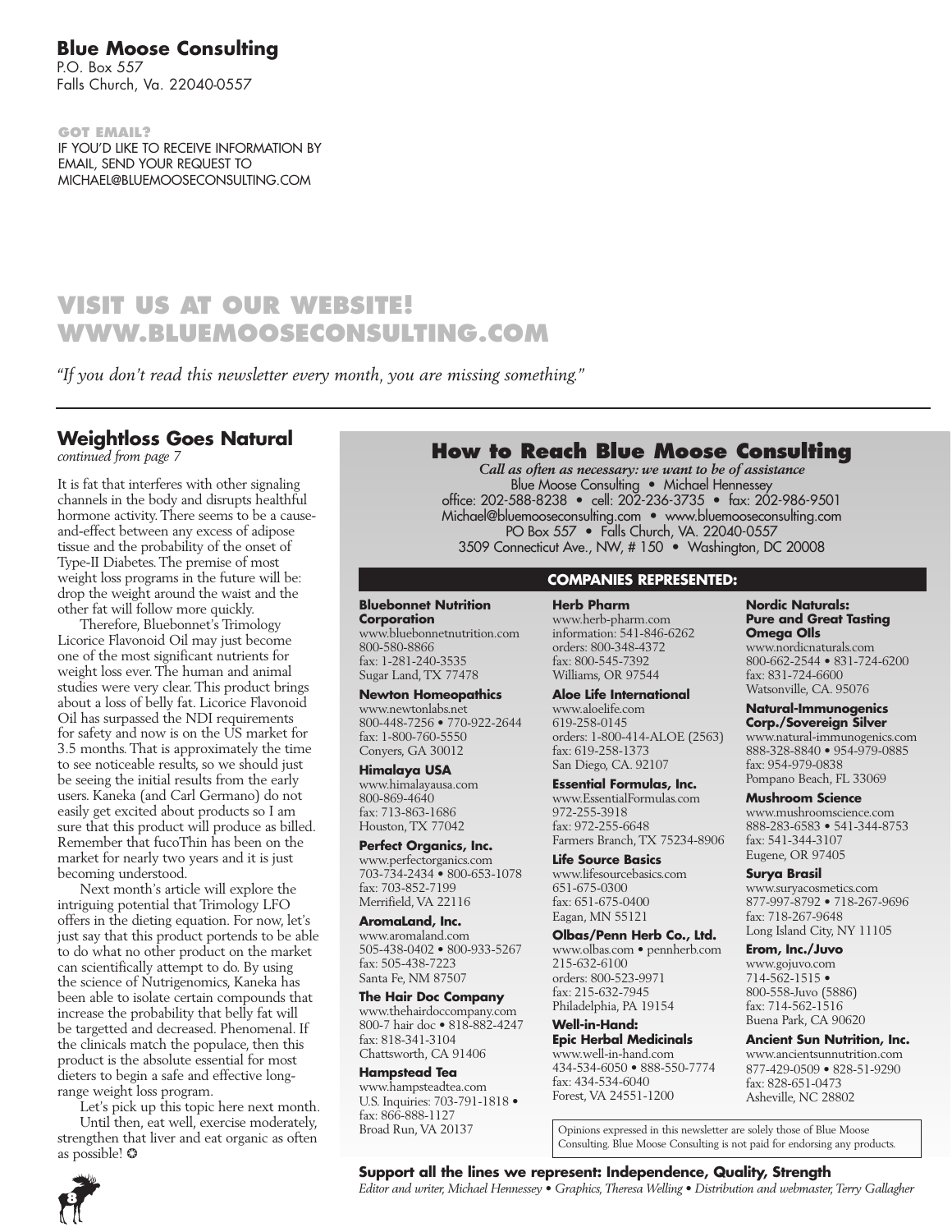**Blue Moose Consulting**
P.O. Box 557
Falls Church, Va. 22040-0557

**GOT EMAIL?**
IF YOU'D LIKE TO RECEIVE INFORMATION BY EMAIL, SEND YOUR REQUEST TO MICHAEL@BLUEMOOSECONSULTING.COM

## VISIT US AT OUR WEBSITE! WWW.BLUEMOOSECONSULTING.COM

*"If you don't read this newsletter every month, you are missing something."*

## Weightloss Goes Natural

*continued from page 7*

It is fat that interferes with other signaling channels in the body and disrupts healthful hormone activity. There seems to be a cause-and-effect between any excess of adipose tissue and the probability of the onset of Type-II Diabetes. The premise of most weight loss programs in the future will be: drop the weight around the waist and the other fat will follow more quickly.

Therefore, Bluebonnet's Trimology Licorice Flavonoid Oil may just become one of the most significant nutrients for weight loss ever. The human and animal studies were very clear. This product brings about a loss of belly fat. Licorice Flavonoid Oil has surpassed the NDI requirements for safety and now is on the US market for 3.5 months. That is approximately the time to see noticeable results, so we should just be seeing the initial results from the early users. Kaneka (and Carl Germano) do not easily get excited about products so I am sure that this product will produce as billed. Remember that fucoThin has been on the market for nearly two years and it is just becoming understood.

Next month's article will explore the intriguing potential that Trimology LFO offers in the dieting equation. For now, let's just say that this product portends to be able to do what no other product on the market can scientifically attempt to do. By using the science of Nutrigenomics, Kaneka has been able to isolate certain compounds that increase the probability that belly fat will be targetted and decreased. Phenomenal. If the clinicals match the populace, then this product is the absolute essential for most dieters to begin a safe and effective long-range weight loss program.

Let's pick up this topic here next month.

Until then, eat well, exercise moderately, strengthen that liver and eat organic as often as possible! ✪

## How to Reach Blue Moose Consulting

*Call as often as necessary: we want to be of assistance*
Blue Moose Consulting • Michael Hennessey
office: 202-588-8238 • cell: 202-236-3735 • fax: 202-986-9501
Michael@bluemooseconsulting.com • www.bluemooseconsulting.com
PO Box 557 • Falls Church, VA. 22040-0557
3509 Connecticut Ave., NW, # 150 • Washington, DC 20008

### COMPANIES REPRESENTED:

**Bluebonnet Nutrition Corporation**
www.bluebonnetnutrition.com
800-580-8866
fax: 1-281-240-3535
Sugar Land, TX 77478

**Newton Homeopathics**
www.newtonlabs.net
800-448-7256 • 770-922-2644
fax: 1-800-760-5550
Conyers, GA 30012

**Himalaya USA**
www.himalayausa.com
800-869-4640
fax: 713-863-1686
Houston, TX 77042

**Perfect Organics, Inc.**
www.perfectorganics.com
703-734-2434 • 800-653-1078
fax: 703-852-7199
Merrifield, VA 22116

**AromaLand, Inc.**
www.aromaland.com
505-438-0402 • 800-933-5267
fax: 505-438-7223
Santa Fe, NM 87507

**The Hair Doc Company**
www.thehairdoccompany.com
800-7 hair doc • 818-882-4247
fax: 818-341-3104
Chattsworth, CA 91406

**Hampstead Tea**
www.hampsteadtea.com
U.S. Inquiries: 703-791-1818 •
fax: 866-888-1127
Broad Run, VA 20137

**Herb Pharm**
www.herb-pharm.com
information: 541-846-6262
orders: 800-348-4372
fax: 800-545-7392
Williams, OR 97544

**Aloe Life International**
www.aloelife.com
619-258-0145
orders: 1-800-414-ALOE (2563)
fax: 619-258-1373
San Diego, CA. 92107

**Essential Formulas, Inc.**
www.EssentialFormulas.com
972-255-3918
fax: 972-255-6648
Farmers Branch, TX 75234-8906

**Life Source Basics**
www.lifesourcebasics.com
651-675-0300
fax: 651-675-0400
Eagan, MN 55121

**Olbas/Penn Herb Co., Ltd.**
www.olbas.com • pennherb.com
215-632-6100
orders: 800-523-9971
fax: 215-632-7945
Philadelphia, PA 19154

**Well-in-Hand: Epic Herbal Medicinals**
www.well-in-hand.com
434-534-6050 • 888-550-7774
fax: 434-534-6040
Forest, VA 24551-1200

**Nordic Naturals: Pure and Great Tasting Omega OIls**
www.nordicnaturals.com
800-662-2544 • 831-724-6200
fax: 831-724-6600
Watsonville, CA. 95076

**Natural-Immunogenics Corp./Sovereign Silver**
www.natural-immunogenics.com
888-328-8840 • 954-979-0885
fax: 954-979-0838
Pompano Beach, FL 33069

**Mushroom Science**
www.mushroomscience.com
888-283-6583 • 541-344-8753
fax: 541-344-3107
Eugene, OR 97405

**Surya Brasil**
www.suryacosmetics.com
877-997-8792 • 718-267-9696
fax: 718-267-9648
Long Island City, NY 11105

**Erom, Inc./Juvo**
www.gojuvo.com
714-562-1515 •
800-558-Juvo (5886)
fax: 714-562-1516
Buena Park, CA 90620

**Ancient Sun Nutrition, Inc.**
www.ancientsunnutrition.com
877-429-0509 • 828-51-9290
fax: 828-651-0473
Asheville, NC 28802

Opinions expressed in this newsletter are solely those of Blue Moose Consulting. Blue Moose Consulting is not paid for endorsing any products.

**Support all the lines we represent: Independence, Quality, Strength**
*Editor and writer, Michael Hennessey • Graphics, Theresa Welling • Distribution and webmaster, Terry Gallagher*